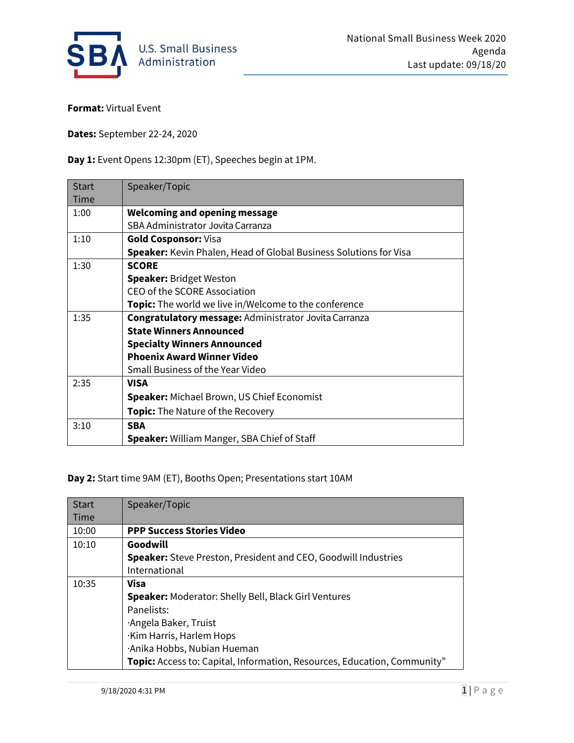U.S. Small Business Administration

National Small Business Week 2020
Agenda
Last update: 09/18/20

**Format:** Virtual Event

**Dates:** September 22-24, 2020

**Day 1:** Event Opens 12:30pm (ET), Speeches begin at 1PM.

| Start Time | Speaker/Topic |
|---|---|
| 1:00 | **Welcoming and opening message**<br>SBA Administrator Jovita Carranza |
| 1:10 | **Gold Cosponsor:** Visa<br>**Speaker:** Kevin Phalen, Head of Global Business Solutions for Visa |
| 1:30 | **SCORE**<br>**Speaker:** Bridget Weston<br>CEO of the SCORE Association<br>**Topic:** The world we live in/Welcome to the conference |
| 1:35 | **Congratulatory message:** Administrator Jovita Carranza<br>**State Winners Announced**<br>**Specialty Winners Announced**<br>**Phoenix Award Winner Video**<br>Small Business of the Year Video |
| 2:35 | **VISA**<br>**Speaker:** Michael Brown, US Chief Economist<br>**Topic:** The Nature of the Recovery |
| 3:10 | **SBA**<br>**Speaker:** William Manger, SBA Chief of Staff |

**Day 2:** Start time 9AM (ET), Booths Open; Presentations start 10AM

| Start Time | Speaker/Topic |
|---|---|
| 10:00 | **PPP Success Stories Video** |
| 10:10 | **Goodwill**<br>**Speaker:** Steve Preston, President and CEO, Goodwill Industries International |
| 10:35 | **Visa**<br>**Speaker:** Moderator: Shelly Bell, Black Girl Ventures<br>Panelists:<br>·Angela Baker, Truist<br>·Kim Harris, Harlem Hops<br>·Anika Hobbs, Nubian Hueman<br>**Topic:** Access to: Capital, Information, Resources, Education, Community" |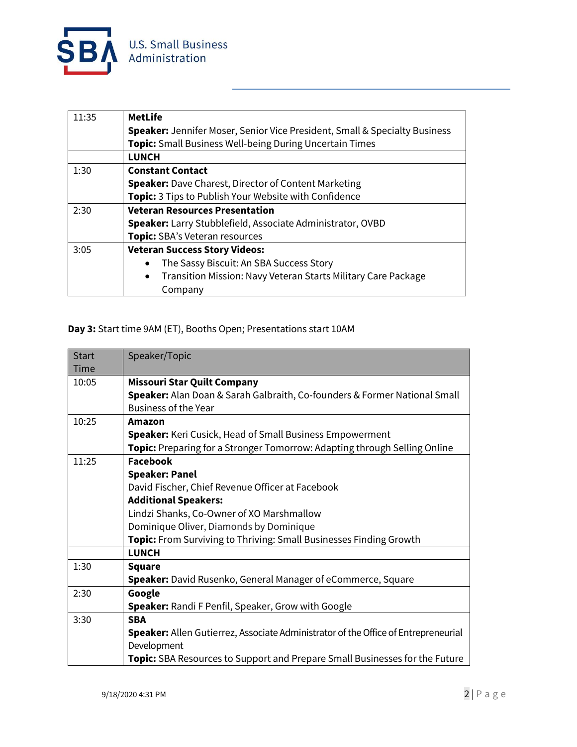| | |
|---|---|
| 11:35 | **MetLife**<br>**Speaker:** Jennifer Moser, Senior Vice President, Small & Specialty Business<br>**Topic:** Small Business Well-being During Uncertain Times |
| | **LUNCH** |
| 1:30 | **Constant Contact**<br>**Speaker:** Dave Charest, Director of Content Marketing<br>**Topic:** 3 Tips to Publish Your Website with Confidence |
| 2:30 | **Veteran Resources Presentation**<br>**Speaker:** Larry Stubblefield, Associate Administrator, OVBD<br>**Topic:** SBA's Veteran resources |
| 3:05 | **Veteran Success Story Videos:**<br>• The Sassy Biscuit: An SBA Success Story<br>• Transition Mission: Navy Veteran Starts Military Care Package Company |

**Day 3:** Start time 9AM (ET), Booths Open; Presentations start 10AM

| Start Time | Speaker/Topic |
|---|---|
| 10:05 | **Missouri Star Quilt Company**<br>**Speaker:** Alan Doan & Sarah Galbraith, Co-founders & Former National Small Business of the Year |
| 10:25 | **Amazon**<br>**Speaker:** Keri Cusick, Head of Small Business Empowerment<br>**Topic:** Preparing for a Stronger Tomorrow: Adapting through Selling Online |
| 11:25 | **Facebook**<br>**Speaker: Panel**<br>David Fischer, Chief Revenue Officer at Facebook<br>**Additional Speakers:**<br>Lindzi Shanks, Co-Owner of XO Marshmallow<br>Dominique Oliver, Diamonds by Dominique<br>**Topic:** From Surviving to Thriving: Small Businesses Finding Growth |
| | **LUNCH** |
| 1:30 | **Square**<br>**Speaker:** David Rusenko, General Manager of eCommerce, Square |
| 2:30 | **Google**<br>**Speaker:** Randi F Penfil, Speaker, Grow with Google |
| 3:30 | **SBA**<br>**Speaker:** Allen Gutierrez, Associate Administrator of the Office of Entrepreneurial Development<br>**Topic:** SBA Resources to Support and Prepare Small Businesses for the Future |